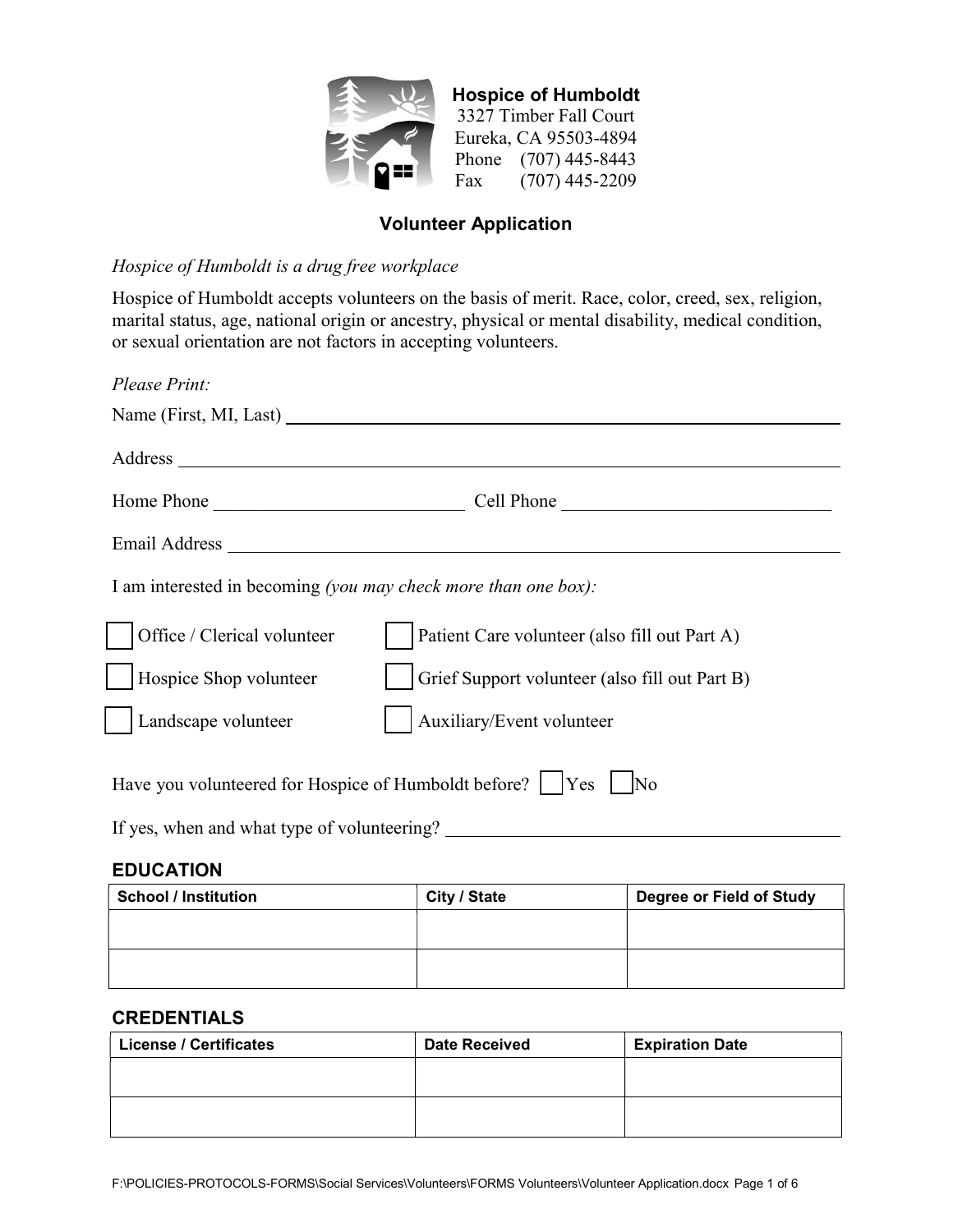**Hospice of Humboldt**
3327 Timber Fall Court
Eureka, CA 95503-4894
Phone (707) 445-8443
Fax (707) 445-2209

## Volunteer Application

*Hospice of Humboldt is a drug free workplace*

Hospice of Humboldt accepts volunteers on the basis of merit. Race, color, creed, sex, religion, marital status, age, national origin or ancestry, physical or mental disability, medical condition, or sexual orientation are not factors in accepting volunteers.

*Please Print:*

Name (First, MI, Last) ______________________________________________

Address ______________________________________________

Home Phone ___________________________ Cell Phone _____________________________

Email Address ______________________________________________

I am interested in becoming *(you may check more than one box):*

☐ Office / Clerical volunteer ☐ Patient Care volunteer (also fill out Part A)

☐ Hospice Shop volunteer ☐ Grief Support volunteer (also fill out Part B)

☐ Landscape volunteer ☐ Auxiliary/Event volunteer

Have you volunteered for Hospice of Humboldt before? ☐ Yes ☐ No

If yes, when and what type of volunteering? ______________________________________________

### EDUCATION

| School / Institution | City / State | Degree or Field of Study |
|---|---|---|
| | | |
| | | |

### CREDENTIALS

| License / Certificates | Date Received | Expiration Date |
|---|---|---|
| | | |
| | | |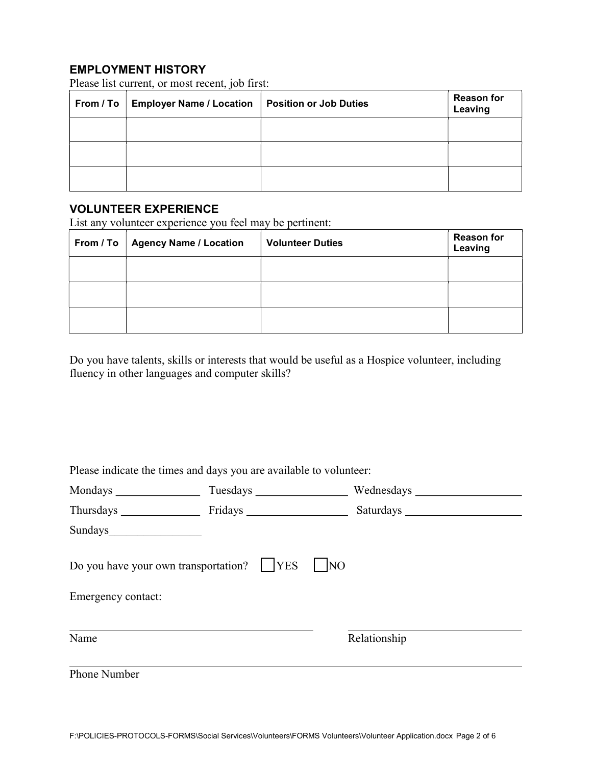## EMPLOYMENT HISTORY

Please list current, or most recent, job first:

| From / To | Employer Name / Location | Position or Job Duties | Reason for Leaving |
|---|---|---|---|
| | | | |
| | | | |
| | | | |

## VOLUNTEER EXPERIENCE

List any volunteer experience you feel may be pertinent:

| From / To | Agency Name / Location | Volunteer Duties | Reason for Leaving |
|---|---|---|---|
| | | | |
| | | | |
| | | | |

Do you have talents, skills or interests that would be useful as a Hospice volunteer, including fluency in other languages and computer skills?

Please indicate the times and days you are available to volunteer:

Mondays _______________ Tuesdays ________________ Wednesdays __________________

Thursdays ______________ Fridays __________________ Saturdays ____________________

Sundays________________

Do you have your own transportation? ☐ YES ☐ NO

Emergency contact:

_____________________________________________ _______________________________

Name Relationship

_________________________________________________________________________________

Phone Number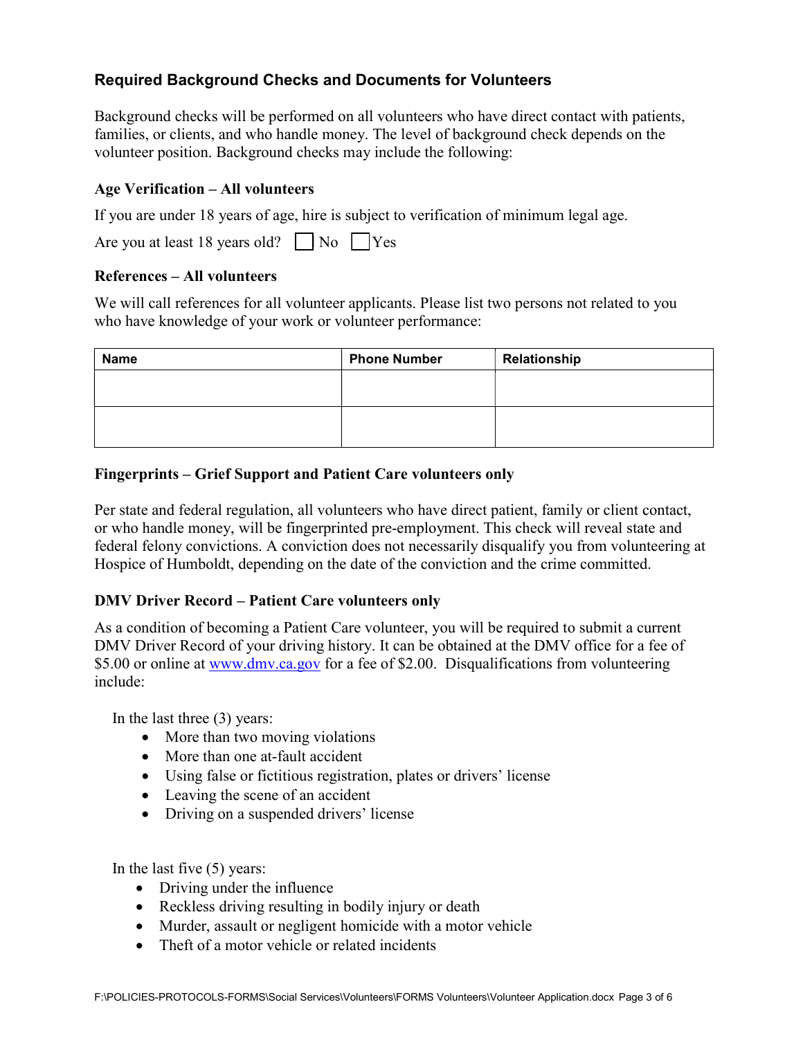## Required Background Checks and Documents for Volunteers

Background checks will be performed on all volunteers who have direct contact with patients, families, or clients, and who handle money. The level of background check depends on the volunteer position. Background checks may include the following:

### Age Verification – All volunteers

If you are under 18 years of age, hire is subject to verification of minimum legal age.

Are you at least 18 years old? ☐ No ☐ Yes

### References – All volunteers

We will call references for all volunteer applicants. Please list two persons not related to you who have knowledge of your work or volunteer performance:

| Name | Phone Number | Relationship |
|---|---|---|
| | | |
| | | |

### Fingerprints – Grief Support and Patient Care volunteers only

Per state and federal regulation, all volunteers who have direct patient, family or client contact, or who handle money, will be fingerprinted pre-employment. This check will reveal state and federal felony convictions. A conviction does not necessarily disqualify you from volunteering at Hospice of Humboldt, depending on the date of the conviction and the crime committed.

### DMV Driver Record – Patient Care volunteers only

As a condition of becoming a Patient Care volunteer, you will be required to submit a current DMV Driver Record of your driving history. It can be obtained at the DMV office for a fee of $5.00 or online at www.dmv.ca.gov for a fee of $2.00. Disqualifications from volunteering include:

In the last three (3) years:

- More than two moving violations
- More than one at-fault accident
- Using false or fictitious registration, plates or drivers' license
- Leaving the scene of an accident
- Driving on a suspended drivers' license

In the last five (5) years:

- Driving under the influence
- Reckless driving resulting in bodily injury or death
- Murder, assault or negligent homicide with a motor vehicle
- Theft of a motor vehicle or related incidents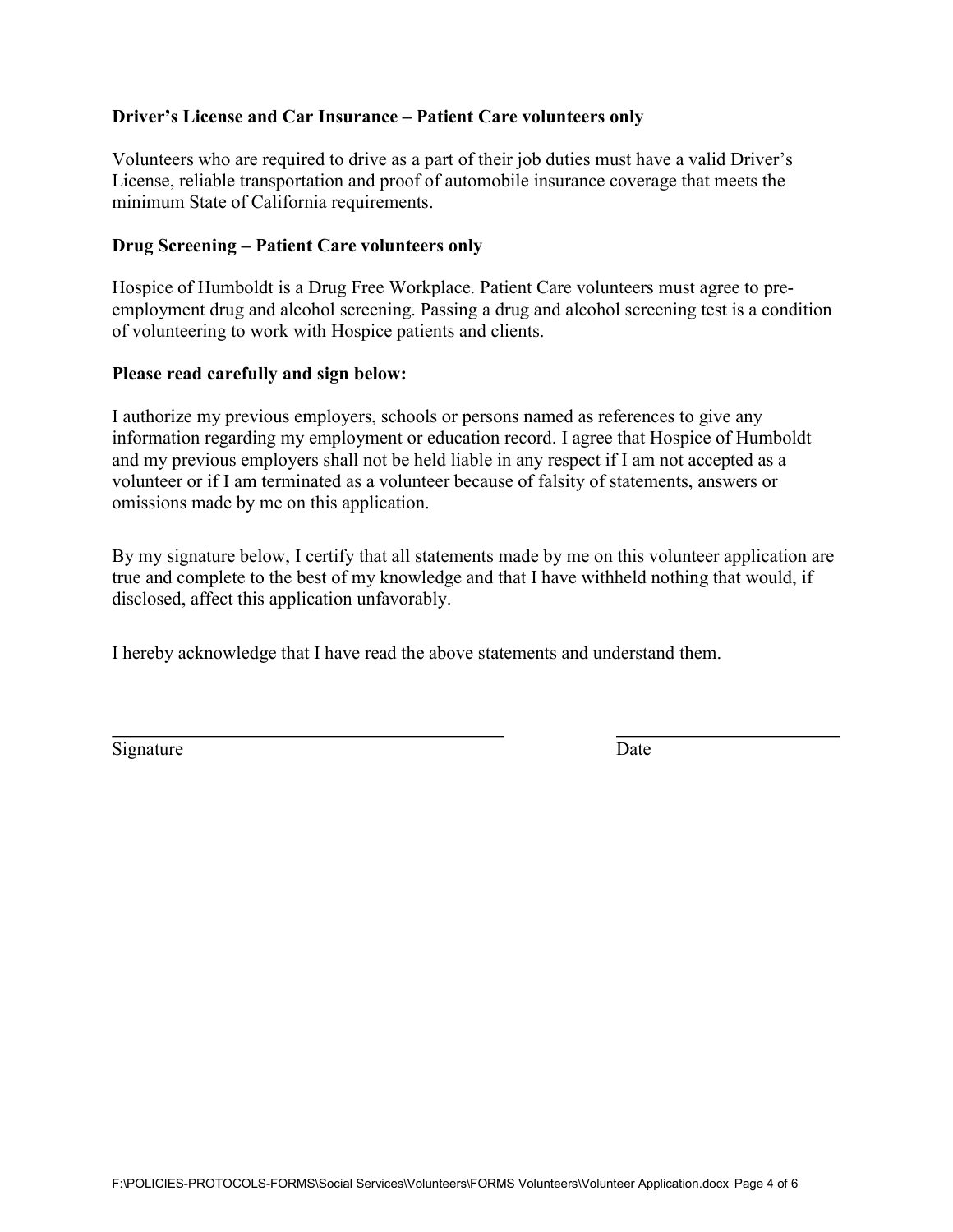**Driver's License and Car Insurance – Patient Care volunteers only**

Volunteers who are required to drive as a part of their job duties must have a valid Driver's License, reliable transportation and proof of automobile insurance coverage that meets the minimum State of California requirements.

**Drug Screening – Patient Care volunteers only**

Hospice of Humboldt is a Drug Free Workplace. Patient Care volunteers must agree to pre-employment drug and alcohol screening. Passing a drug and alcohol screening test is a condition of volunteering to work with Hospice patients and clients.

**Please read carefully and sign below:**

I authorize my previous employers, schools or persons named as references to give any information regarding my employment or education record. I agree that Hospice of Humboldt and my previous employers shall not be held liable in any respect if I am not accepted as a volunteer or if I am terminated as a volunteer because of falsity of statements, answers or omissions made by me on this application.

By my signature below, I certify that all statements made by me on this volunteer application are true and complete to the best of my knowledge and that I have withheld nothing that would, if disclosed, affect this application unfavorably.

I hereby acknowledge that I have read the above statements and understand them.

\_\_\_\_\_\_\_\_\_\_\_\_\_\_\_\_\_\_\_\_\_\_\_\_\_\_\_\_\_\_\_\_\_\_\_\_\_\_\_\_\_\_ \_\_\_\_\_\_\_\_\_\_\_\_\_\_\_\_\_\_\_\_\_\_\_\_

Signature Date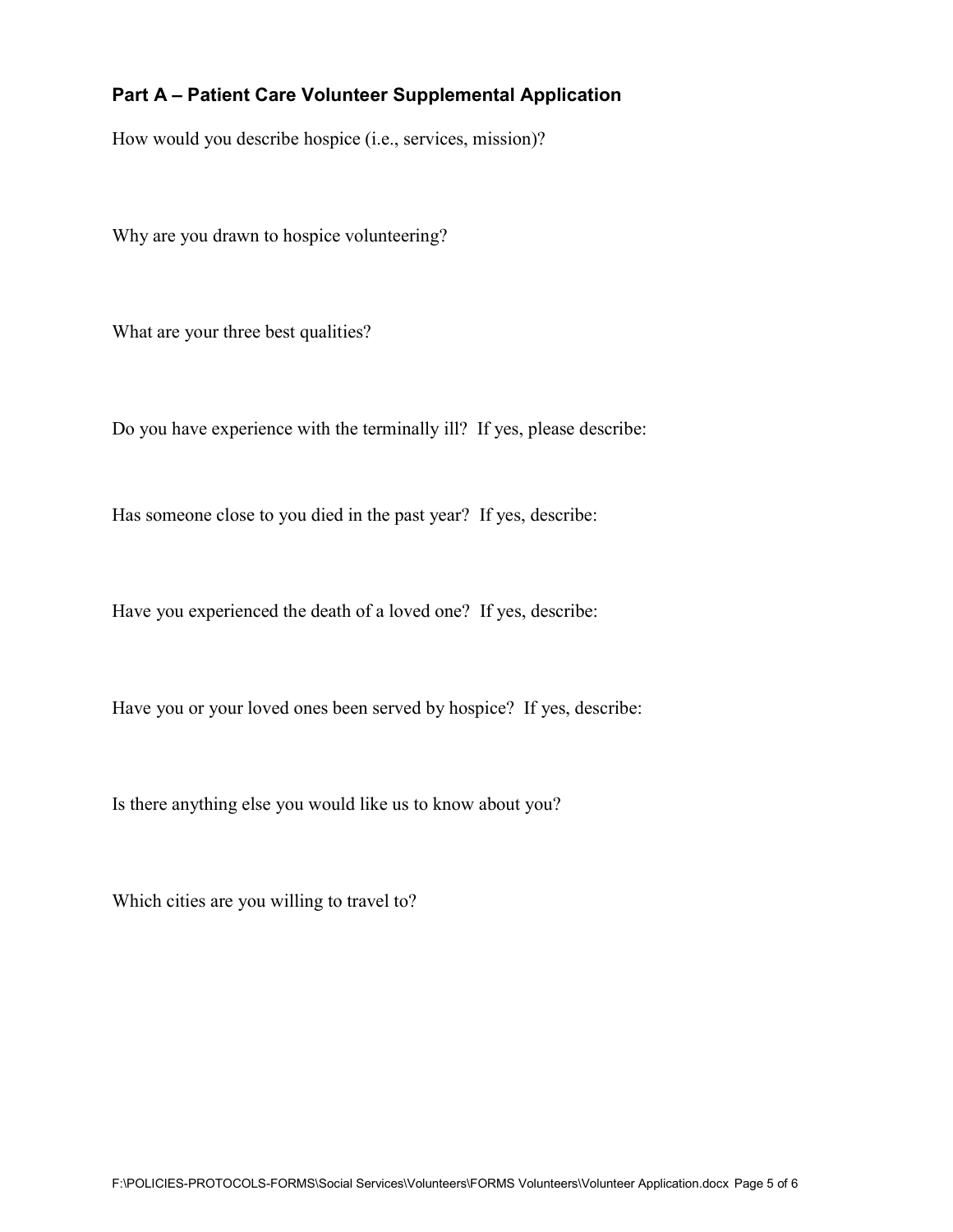## Part A – Patient Care Volunteer Supplemental Application

How would you describe hospice (i.e., services, mission)?

Why are you drawn to hospice volunteering?

What are your three best qualities?

Do you have experience with the terminally ill? If yes, please describe:

Has someone close to you died in the past year? If yes, describe:

Have you experienced the death of a loved one? If yes, describe:

Have you or your loved ones been served by hospice? If yes, describe:

Is there anything else you would like us to know about you?

Which cities are you willing to travel to?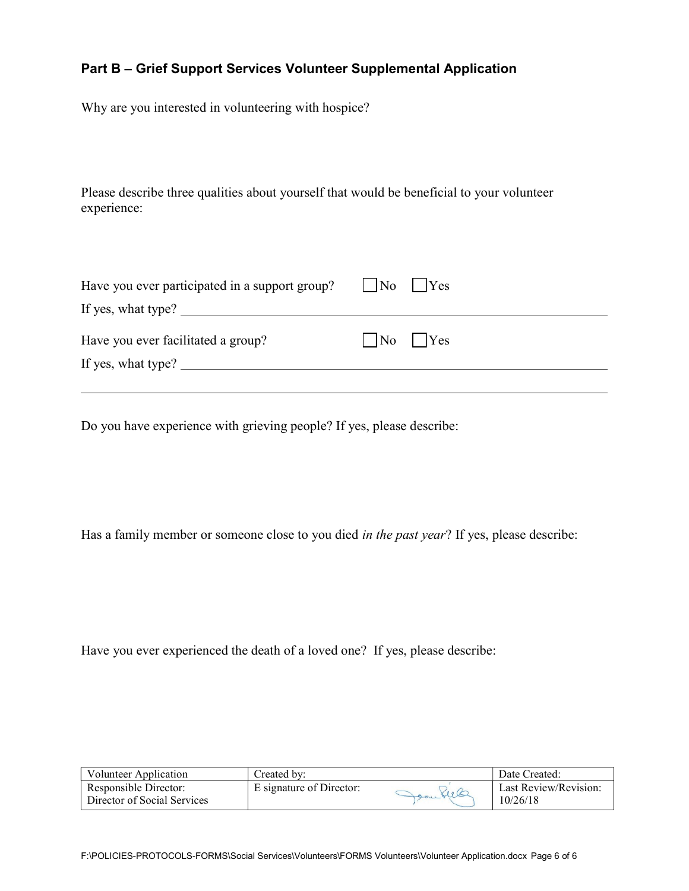## Part B – Grief Support Services Volunteer Supplemental Application

Why are you interested in volunteering with hospice?

Please describe three qualities about yourself that would be beneficial to your volunteer experience:

Have you ever participated in a support group? ☐ No ☐ Yes

If yes, what type? ______________________________

Have you ever facilitated a group? ☐ No ☐ Yes

If yes, what type? ______________________________

______________________________

Do you have experience with grieving people? If yes, please describe:

Has a family member or someone close to you died *in the past year*? If yes, please describe:

Have you ever experienced the death of a loved one? If yes, please describe:

| | | |
|---|---|---|
| Volunteer Application | Created by: | Date Created: |
| Responsible Director: Director of Social Services | E signature of Director: | Last Review/Revision: 10/26/18 |

F:\POLICIES-PROTOCOLS-FORMS\Social Services\Volunteers\FORMS Volunteers\Volunteer Application.docx